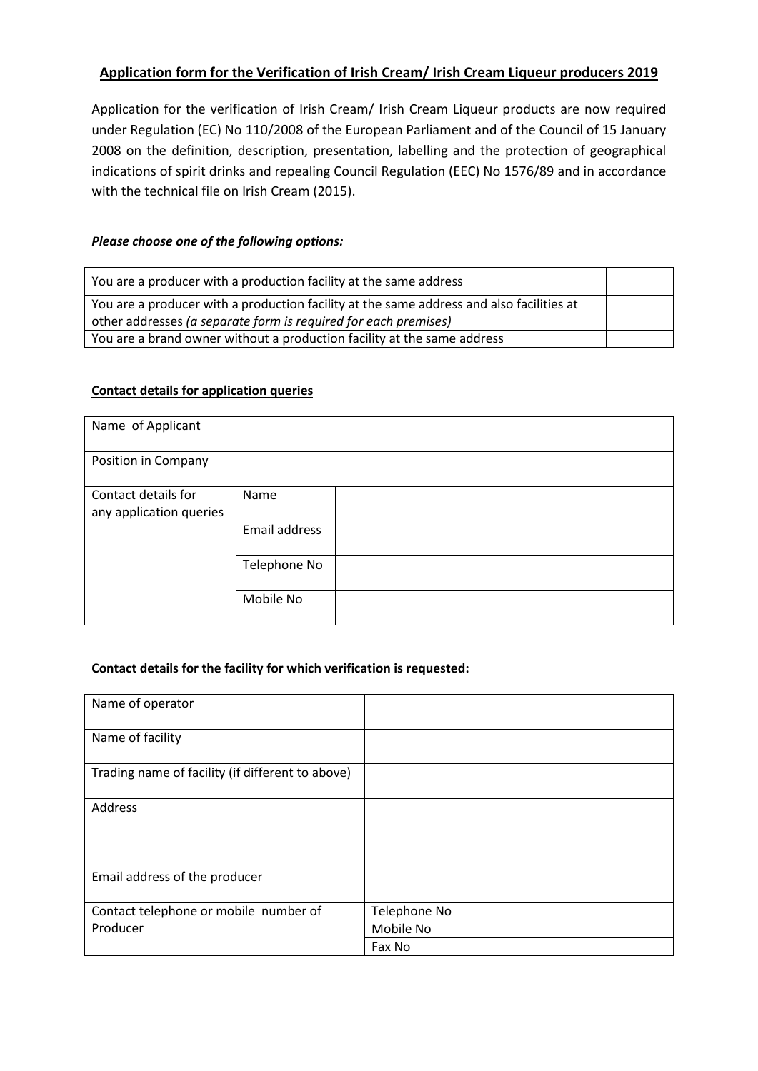## Application form for the Verification of Irish Cream/ Irish Cream Liqueur producers 2019

Application for the verification of Irish Cream/ Irish Cream Liqueur products are now required under Regulation (EC) No 110/2008 of the European Parliament and of the Council of 15 January 2008 on the definition, description, presentation, labelling and the protection of geographical indications of spirit drinks and repealing Council Regulation (EEC) No 1576/89 and in accordance with the technical file on Irish Cream (2015).

***Please choose one of the following options:***

| | |
|---|---|
| You are a producer with a production facility at the same address | |
| You are a producer with a production facility at the same address and also facilities at other addresses *(a separate form is required for each premises)* | |
| You are a brand owner without a production facility at the same address | |

**Contact details for application queries**

| | | |
|---|---|---|
| Name of Applicant | | |
| Position in Company | | |
| Contact details for any application queries | Name | |
| | Email address | |
| | Telephone No | |
| | Mobile No | |

**Contact details for the facility for which verification is requested:**

| | | |
|---|---|---|
| Name of operator | | |
| Name of facility | | |
| Trading name of facility (if different to above) | | |
| Address | | |
| Email address of the producer | | |
| Contact telephone or mobile number of Producer | Telephone No | |
| | Mobile No | |
| | Fax No | |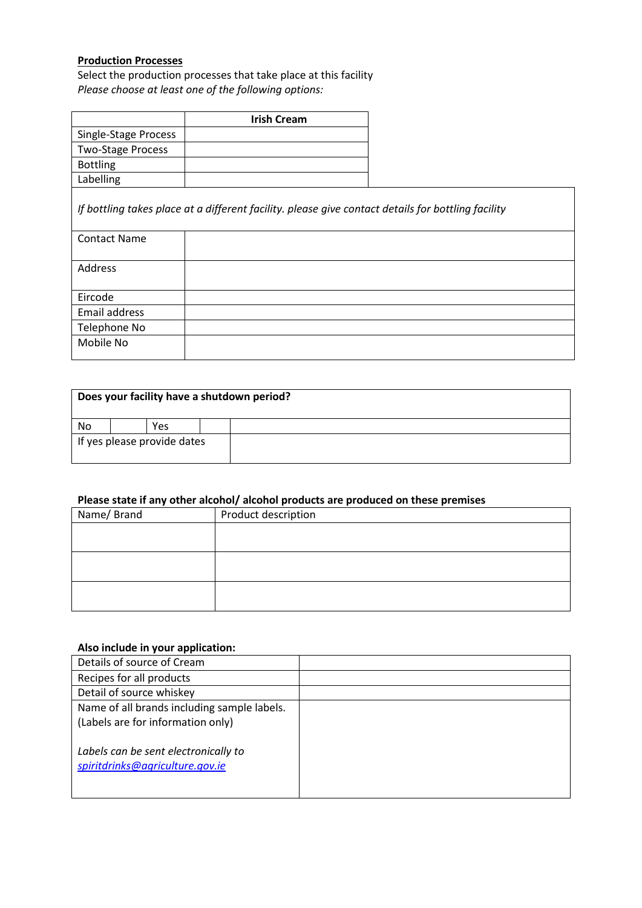**Production Processes**

Select the production processes that take place at this facility

*Please choose at least one of the following options:*

| | Irish Cream |
|---|---|
| Single-Stage Process | |
| Two-Stage Process | |
| Bottling | |
| Labelling | |

*If bottling takes place at a different facility. please give contact details for bottling facility*

| | |
|---|---|
| Contact Name | |
| Address | |
| Eircode | |
| Email address | |
| Telephone No | |
| Mobile No | |

| **Does your facility have a shutdown period?** | | | | |
|---|---|---|---|---|
| No | | Yes | | |
| If yes please provide dates | | | | |

**Please state if any other alcohol/ alcohol products are produced on these premises**

| Name/ Brand | Product description |
|---|---|
| | |
| | |
| | |

**Also include in your application:**

| | |
|---|---|
| Details of source of Cream | |
| Recipes for all products | |
| Detail of source whiskey | |
| Name of all brands including sample labels. (Labels are for information only)<br><br>*Labels can be sent electronically to* *spiritdrinks@agriculture.gov.ie* | |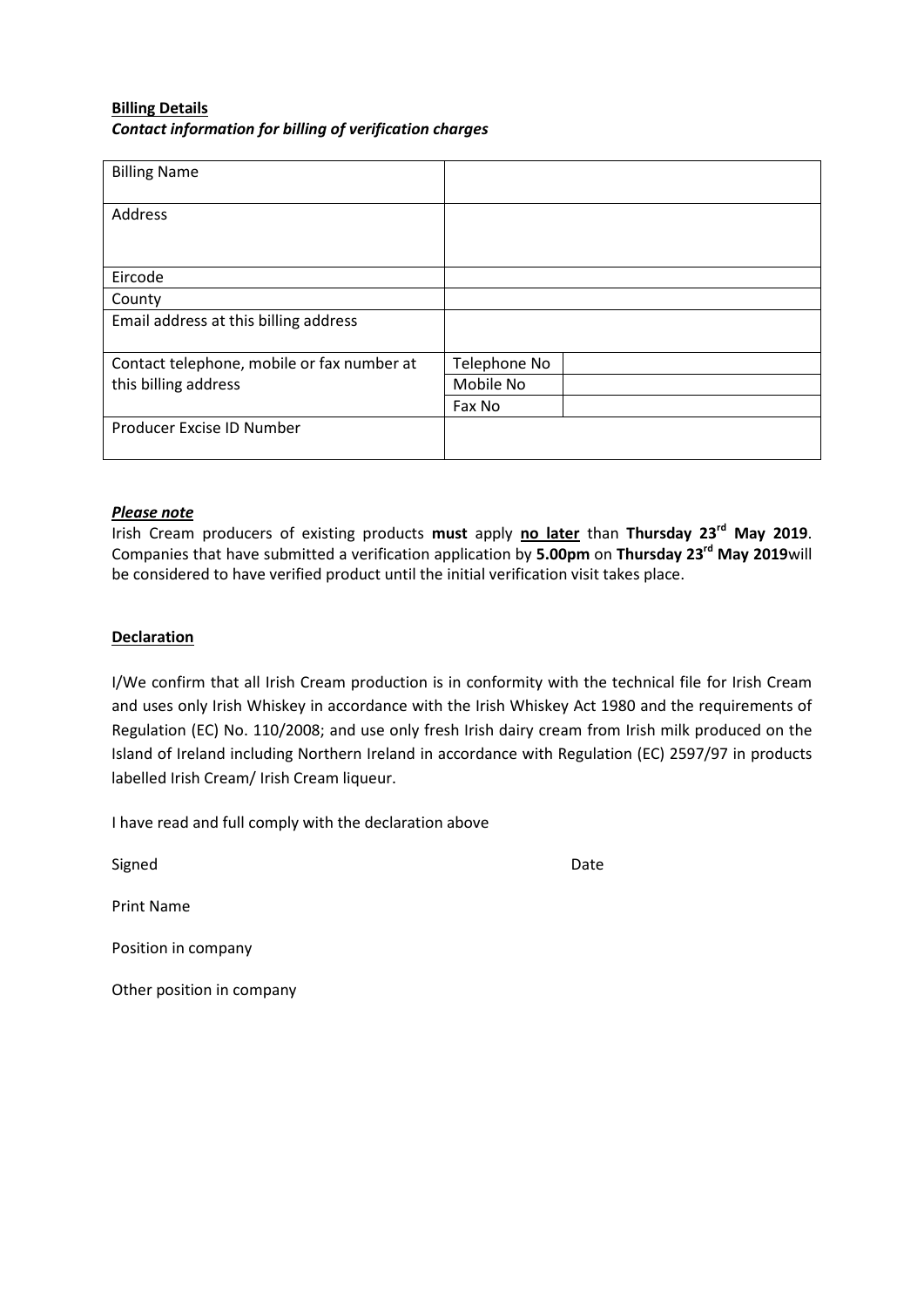**Billing Details**

***Contact information for billing of verification charges***

| Billing Name | | |
|---|---|---|
| Address | | |
| Eircode | | |
| County | | |
| Email address at this billing address | | |
| Contact telephone, mobile or fax number at this billing address | Telephone No | |
| | Mobile No | |
| | Fax No | |
| Producer Excise ID Number | | |

***Please note***

Irish Cream producers of existing products **must** apply **no later** than **Thursday 23rd May 2019**. Companies that have submitted a verification application by **5.00pm** on **Thursday 23rd May 2019**will be considered to have verified product until the initial verification visit takes place.

**Declaration**

I/We confirm that all Irish Cream production is in conformity with the technical file for Irish Cream and uses only Irish Whiskey in accordance with the Irish Whiskey Act 1980 and the requirements of Regulation (EC) No. 110/2008; and use only fresh Irish dairy cream from Irish milk produced on the Island of Ireland including Northern Ireland in accordance with Regulation (EC) 2597/97 in products labelled Irish Cream/ Irish Cream liqueur.

I have read and full comply with the declaration above

Signed Date

Print Name

Position in company

Other position in company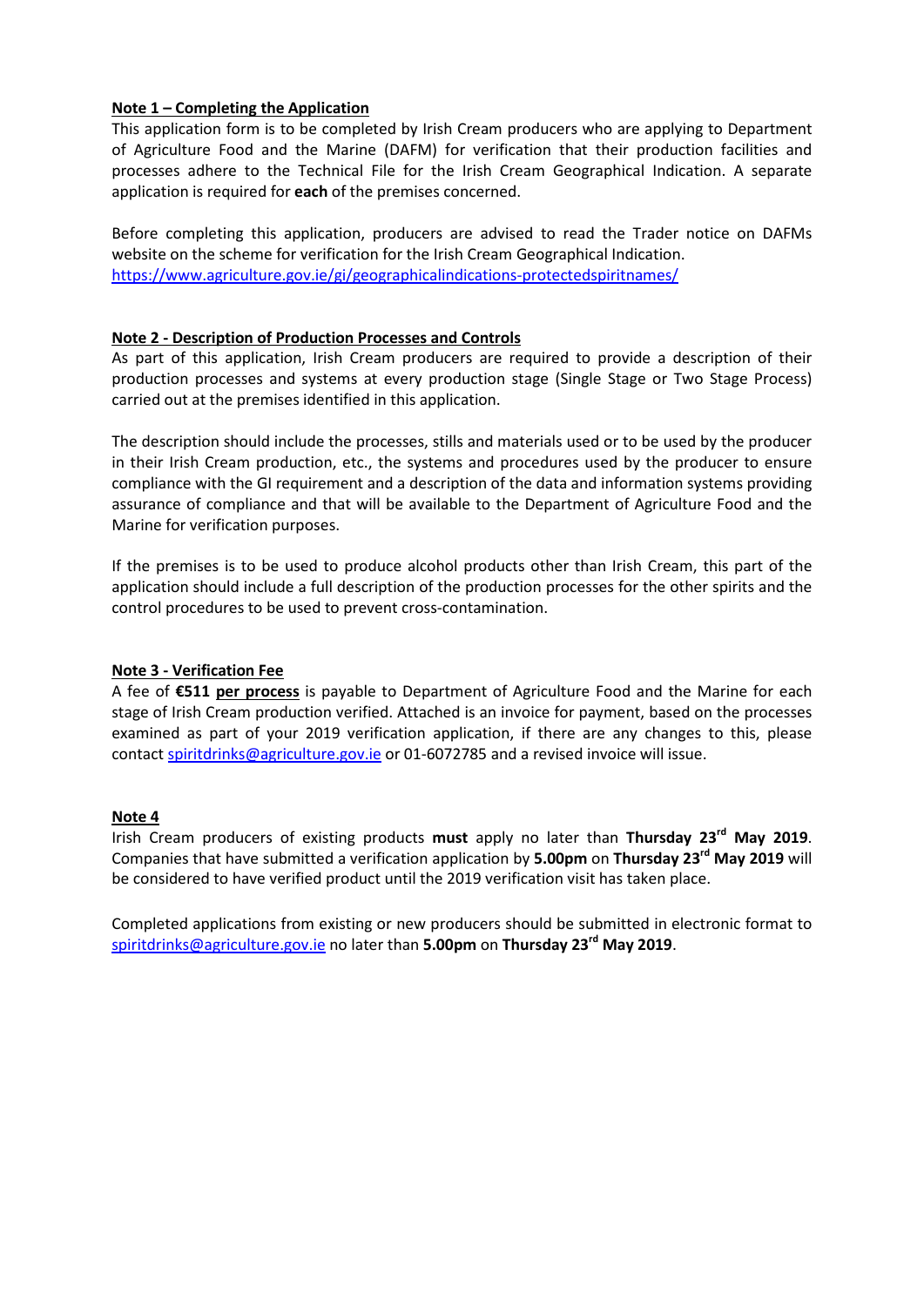**Note 1 – Completing the Application**

This application form is to be completed by Irish Cream producers who are applying to Department of Agriculture Food and the Marine (DAFM) for verification that their production facilities and processes adhere to the Technical File for the Irish Cream Geographical Indication. A separate application is required for **each** of the premises concerned.

Before completing this application, producers are advised to read the Trader notice on DAFMs website on the scheme for verification for the Irish Cream Geographical Indication. https://www.agriculture.gov.ie/gi/geographicalindications-protectedspiritnames/

**Note 2 - Description of Production Processes and Controls**

As part of this application, Irish Cream producers are required to provide a description of their production processes and systems at every production stage (Single Stage or Two Stage Process) carried out at the premises identified in this application.

The description should include the processes, stills and materials used or to be used by the producer in their Irish Cream production, etc., the systems and procedures used by the producer to ensure compliance with the GI requirement and a description of the data and information systems providing assurance of compliance and that will be available to the Department of Agriculture Food and the Marine for verification purposes.

If the premises is to be used to produce alcohol products other than Irish Cream, this part of the application should include a full description of the production processes for the other spirits and the control procedures to be used to prevent cross-contamination.

**Note 3 - Verification Fee**

A fee of **€511** **per process** is payable to Department of Agriculture Food and the Marine for each stage of Irish Cream production verified. Attached is an invoice for payment, based on the processes examined as part of your 2019 verification application, if there are any changes to this, please contact spiritdrinks@agriculture.gov.ie or 01-6072785 and a revised invoice will issue.

**Note 4**

Irish Cream producers of existing products **must** apply no later than **Thursday 23rd May 2019**. Companies that have submitted a verification application by **5.00pm** on **Thursday 23rd May 2019** will be considered to have verified product until the 2019 verification visit has taken place.

Completed applications from existing or new producers should be submitted in electronic format to spiritdrinks@agriculture.gov.ie no later than **5.00pm** on **Thursday 23rd May 2019**.